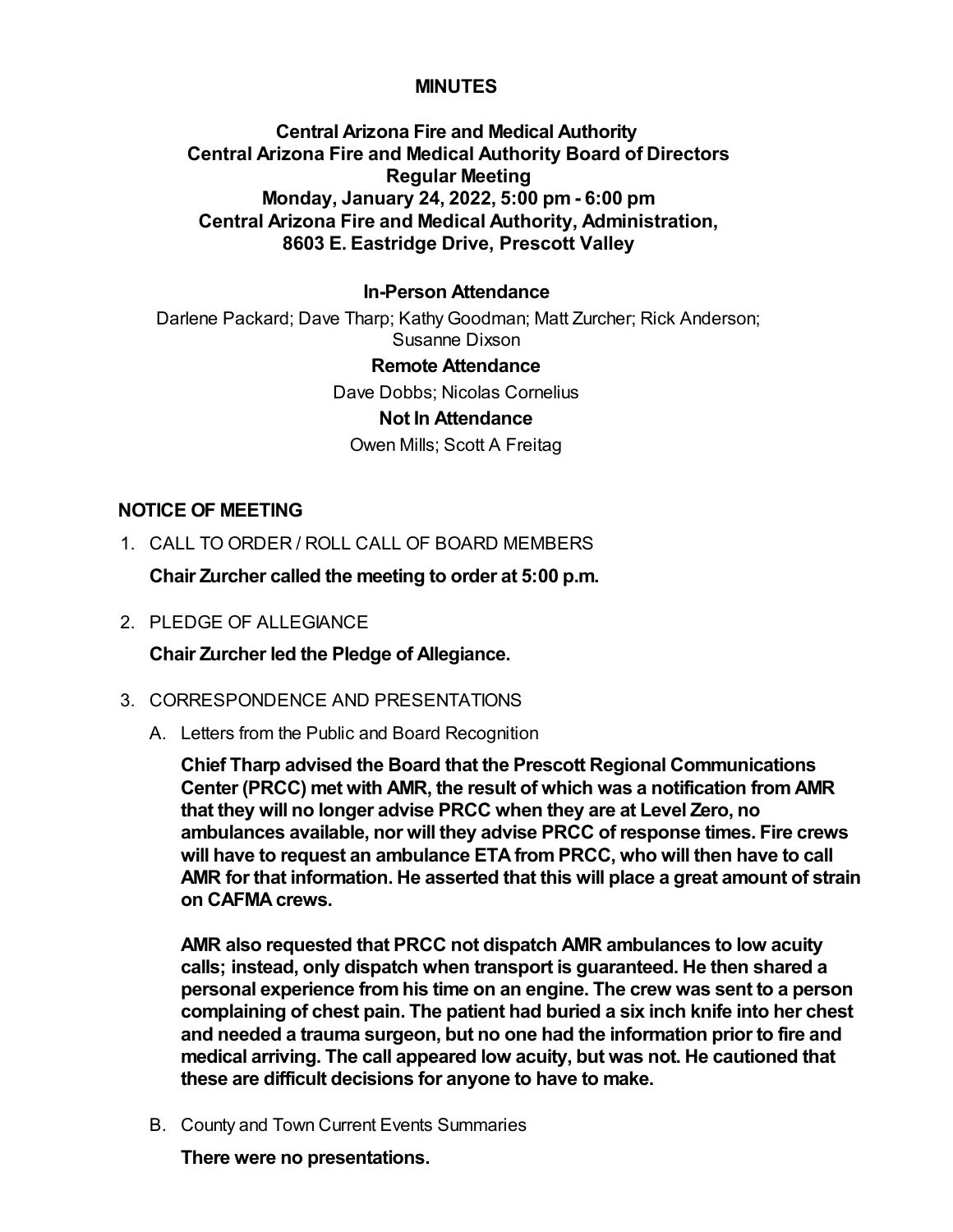# MINUTES

**Central Arizona Fire and Medical Authority**
**Central Arizona Fire and Medical Authority Board of Directors**
**Regular Meeting**
**Monday, January 24, 2022, 5:00 pm - 6:00 pm**
**Central Arizona Fire and Medical Authority, Administration,**
**8603 E. Eastridge Drive, Prescott Valley**

### In-Person Attendance

Darlene Packard; Dave Tharp; Kathy Goodman; Matt Zurcher; Rick Anderson; Susanne Dixson

### Remote Attendance

Dave Dobbs; Nicolas Cornelius

### Not In Attendance

Owen Mills; Scott A Freitag

## NOTICE OF MEETING

1. CALL TO ORDER / ROLL CALL OF BOARD MEMBERS

   **Chair Zurcher called the meeting to order at 5:00 p.m.**

2. PLEDGE OF ALLEGIANCE

   **Chair Zurcher led the Pledge of Allegiance.**

3. CORRESPONDENCE AND PRESENTATIONS

   A. Letters from the Public and Board Recognition

   **Chief Tharp advised the Board that the Prescott Regional Communications Center (PRCC) met with AMR, the result of which was a notification from AMR that they will no longer advise PRCC when they are at Level Zero, no ambulances available, nor will they advise PRCC of response times. Fire crews will have to request an ambulance ETA from PRCC, who will then have to call AMR for that information. He asserted that this will place a great amount of strain on CAFMA crews.**

   **AMR also requested that PRCC not dispatch AMR ambulances to low acuity calls; instead, only dispatch when transport is guaranteed. He then shared a personal experience from his time on an engine. The crew was sent to a person complaining of chest pain. The patient had buried a six inch knife into her chest and needed a trauma surgeon, but no one had the information prior to fire and medical arriving. The call appeared low acuity, but was not. He cautioned that these are difficult decisions for anyone to have to make.**

   B. County and Town Current Events Summaries

   **There were no presentations.**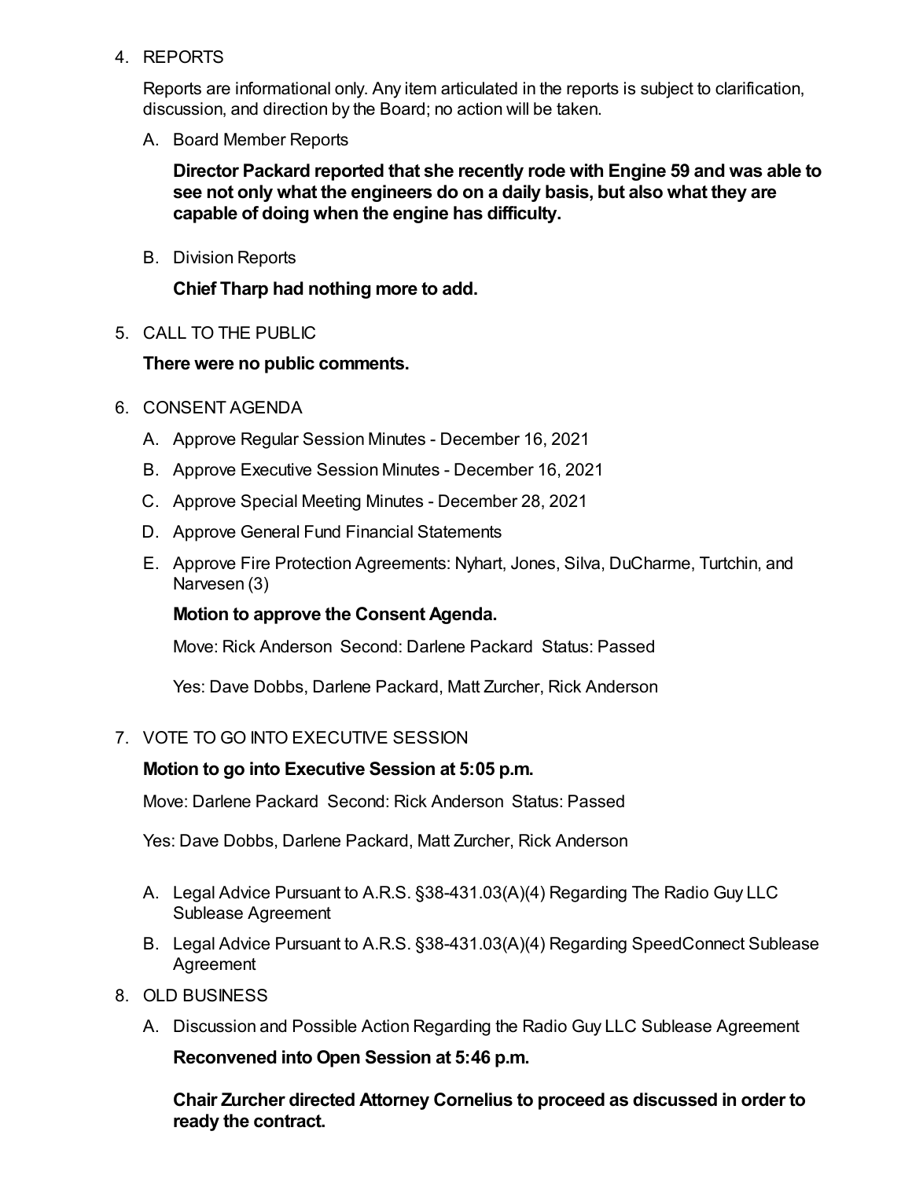4. REPORTS

   Reports are informational only. Any item articulated in the reports is subject to clarification, discussion, and direction by the Board; no action will be taken.

   A. Board Member Reports

      **Director Packard reported that she recently rode with Engine 59 and was able to see not only what the engineers do on a daily basis, but also what they are capable of doing when the engine has difficulty.**

   B. Division Reports

      **Chief Tharp had nothing more to add.**

5. CALL TO THE PUBLIC

   **There were no public comments.**

6. CONSENT AGENDA

   A. Approve Regular Session Minutes - December 16, 2021
   B. Approve Executive Session Minutes - December 16, 2021
   C. Approve Special Meeting Minutes - December 28, 2021
   D. Approve General Fund Financial Statements
   E. Approve Fire Protection Agreements: Nyhart, Jones, Silva, DuCharme, Turtchin, and Narvesen (3)

      **Motion to approve the Consent Agenda.**

      Move: Rick Anderson Second: Darlene Packard Status: Passed

      Yes: Dave Dobbs, Darlene Packard, Matt Zurcher, Rick Anderson

7. VOTE TO GO INTO EXECUTIVE SESSION

   **Motion to go into Executive Session at 5:05 p.m.**

   Move: Darlene Packard Second: Rick Anderson Status: Passed

   Yes: Dave Dobbs, Darlene Packard, Matt Zurcher, Rick Anderson

   A. Legal Advice Pursuant to A.R.S. §38-431.03(A)(4) Regarding The Radio Guy LLC Sublease Agreement
   B. Legal Advice Pursuant to A.R.S. §38-431.03(A)(4) Regarding SpeedConnect Sublease Agreement

8. OLD BUSINESS

   A. Discussion and Possible Action Regarding the Radio Guy LLC Sublease Agreement

      **Reconvened into Open Session at 5:46 p.m.**

      **Chair Zurcher directed Attorney Cornelius to proceed as discussed in order to ready the contract.**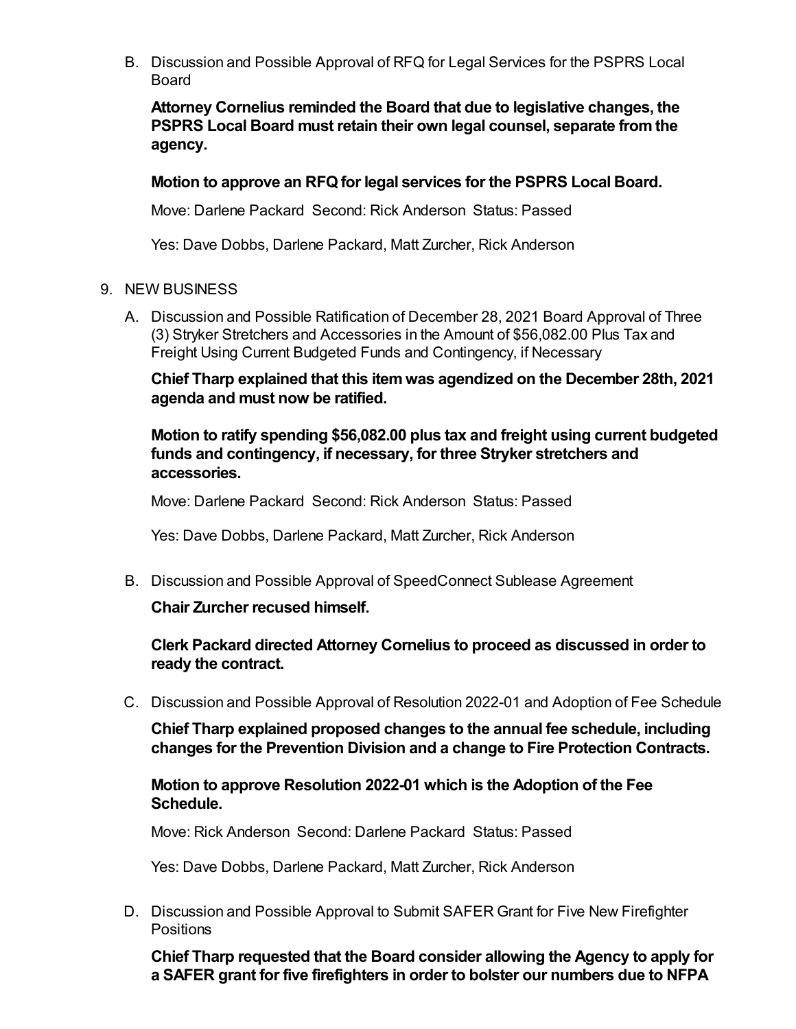B. Discussion and Possible Approval of RFQ for Legal Services for the PSPRS Local Board

**Attorney Cornelius reminded the Board that due to legislative changes, the PSPRS Local Board must retain their own legal counsel, separate from the agency.**

**Motion to approve an RFQ for legal services for the PSPRS Local Board.**

Move: Darlene Packard Second: Rick Anderson Status: Passed

Yes: Dave Dobbs, Darlene Packard, Matt Zurcher, Rick Anderson

9. NEW BUSINESS

A. Discussion and Possible Ratification of December 28, 2021 Board Approval of Three (3) Stryker Stretchers and Accessories in the Amount of $56,082.00 Plus Tax and Freight Using Current Budgeted Funds and Contingency, if Necessary

**Chief Tharp explained that this item was agendized on the December 28th, 2021 agenda and must now be ratified.**

**Motion to ratify spending $56,082.00 plus tax and freight using current budgeted funds and contingency, if necessary, for three Stryker stretchers and accessories.**

Move: Darlene Packard Second: Rick Anderson Status: Passed

Yes: Dave Dobbs, Darlene Packard, Matt Zurcher, Rick Anderson

B. Discussion and Possible Approval of SpeedConnect Sublease Agreement

**Chair Zurcher recused himself.**

**Clerk Packard directed Attorney Cornelius to proceed as discussed in order to ready the contract.**

C. Discussion and Possible Approval of Resolution 2022-01 and Adoption of Fee Schedule

**Chief Tharp explained proposed changes to the annual fee schedule, including changes for the Prevention Division and a change to Fire Protection Contracts.**

**Motion to approve Resolution 2022-01 which is the Adoption of the Fee Schedule.**

Move: Rick Anderson Second: Darlene Packard Status: Passed

Yes: Dave Dobbs, Darlene Packard, Matt Zurcher, Rick Anderson

D. Discussion and Possible Approval to Submit SAFER Grant for Five New Firefighter Positions

**Chief Tharp requested that the Board consider allowing the Agency to apply for a SAFER grant for five firefighters in order to bolster our numbers due to NFPA**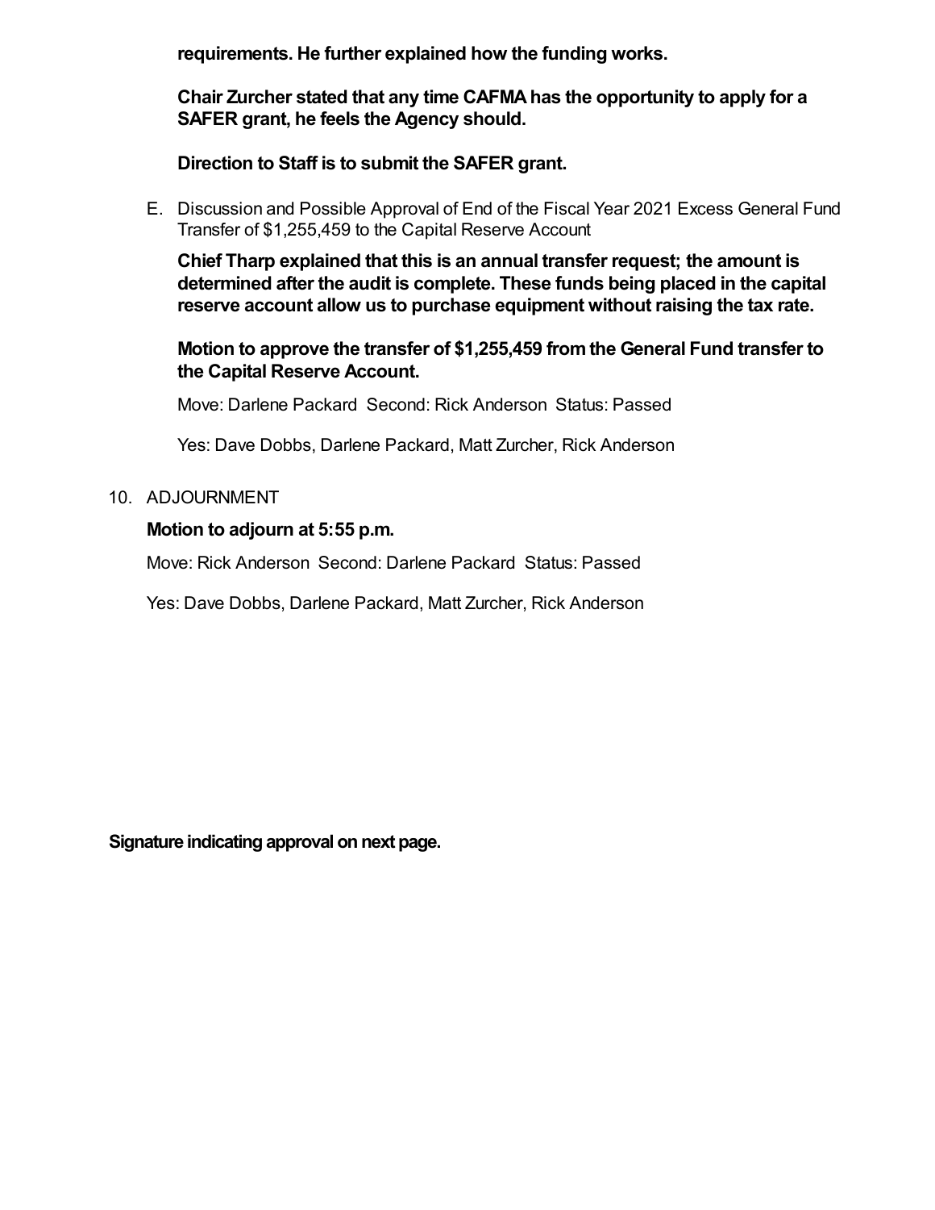**requirements. He further explained how the funding works.**

**Chair Zurcher stated that any time CAFMA has the opportunity to apply for a SAFER grant, he feels the Agency should.**

**Direction to Staff is to submit the SAFER grant.**

E. Discussion and Possible Approval of End of the Fiscal Year 2021 Excess General Fund Transfer of $1,255,459 to the Capital Reserve Account

   **Chief Tharp explained that this is an annual transfer request; the amount is determined after the audit is complete. These funds being placed in the capital reserve account allow us to purchase equipment without raising the tax rate.**

   **Motion to approve the transfer of $1,255,459 from the General Fund transfer to the Capital Reserve Account.**

   Move: Darlene Packard Second: Rick Anderson Status: Passed

   Yes: Dave Dobbs, Darlene Packard, Matt Zurcher, Rick Anderson

10. ADJOURNMENT

    **Motion to adjourn at 5:55 p.m.**

    Move: Rick Anderson Second: Darlene Packard Status: Passed

    Yes: Dave Dobbs, Darlene Packard, Matt Zurcher, Rick Anderson

**Signature indicating approval on next page.**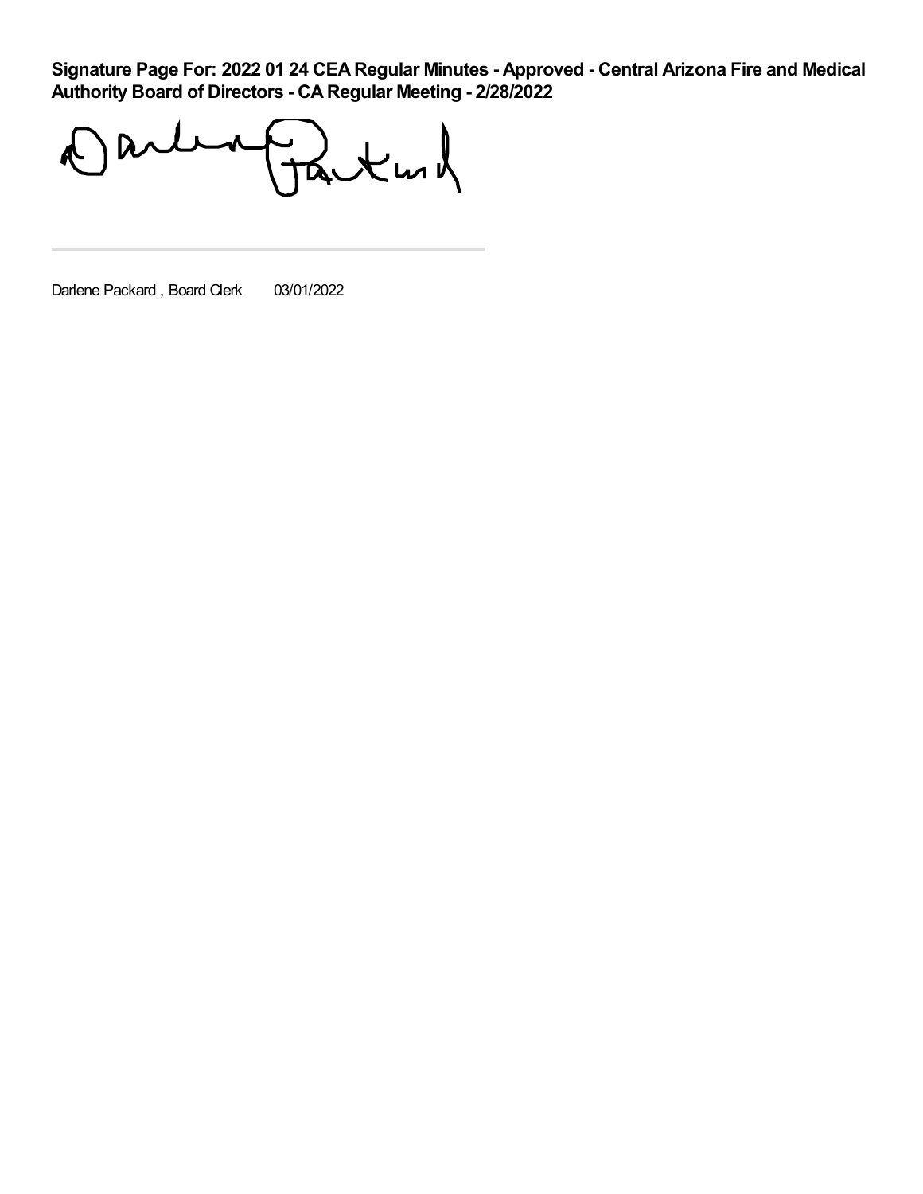**Signature Page For: 2022 01 24 CEA Regular Minutes - Approved - Central Arizona Fire and Medical Authority Board of Directors - CA Regular Meeting - 2/28/2022**

Darlene Packard , Board Clerk 03/01/2022